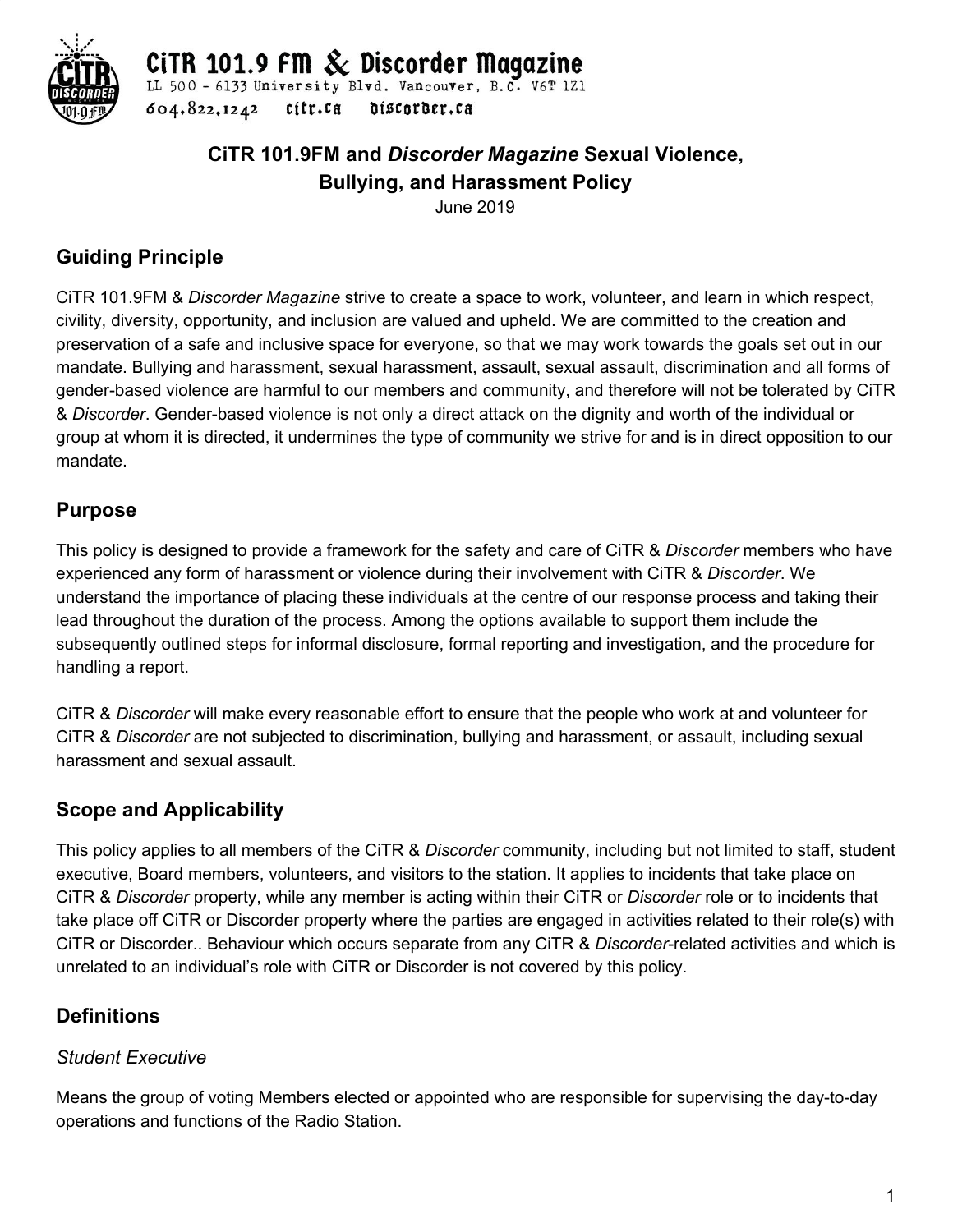CiTR 101.9 FM & Discorder Magazine
LL 500 - 6133 University Blvd. Vancouver, B.C. V6T 1Z1
604.822.1242 citr.ca discorder.ca

**CiTR 101.9FM and *Discorder Magazine* Sexual Violence, Bullying, and Harassment Policy**

June 2019

## Guiding Principle

CiTR 101.9FM & *Discorder Magazine* strive to create a space to work, volunteer, and learn in which respect, civility, diversity, opportunity, and inclusion are valued and upheld. We are committed to the creation and preservation of a safe and inclusive space for everyone, so that we may work towards the goals set out in our mandate. Bullying and harassment, sexual harassment, assault, sexual assault, discrimination and all forms of gender-based violence are harmful to our members and community, and therefore will not be tolerated by CiTR & *Discorder*. Gender-based violence is not only a direct attack on the dignity and worth of the individual or group at whom it is directed, it undermines the type of community we strive for and is in direct opposition to our mandate.

## Purpose

This policy is designed to provide a framework for the safety and care of CiTR & *Discorder* members who have experienced any form of harassment or violence during their involvement with CiTR & *Discorder*. We understand the importance of placing these individuals at the centre of our response process and taking their lead throughout the duration of the process. Among the options available to support them include the subsequently outlined steps for informal disclosure, formal reporting and investigation, and the procedure for handling a report.

CiTR & *Discorder* will make every reasonable effort to ensure that the people who work at and volunteer for CiTR & *Discorder* are not subjected to discrimination, bullying and harassment, or assault, including sexual harassment and sexual assault.

## Scope and Applicability

This policy applies to all members of the CiTR & *Discorder* community, including but not limited to staff, student executive, Board members, volunteers, and visitors to the station. It applies to incidents that take place on CiTR & *Discorder* property, while any member is acting within their CiTR or *Discorder* role or to incidents that take place off CiTR or Discorder property where the parties are engaged in activities related to their role(s) with CiTR or Discorder.. Behaviour which occurs separate from any CiTR & *Discorder*-related activities and which is unrelated to an individual's role with CiTR or Discorder is not covered by this policy.

## Definitions

### *Student Executive*

Means the group of voting Members elected or appointed who are responsible for supervising the day-to-day operations and functions of the Radio Station.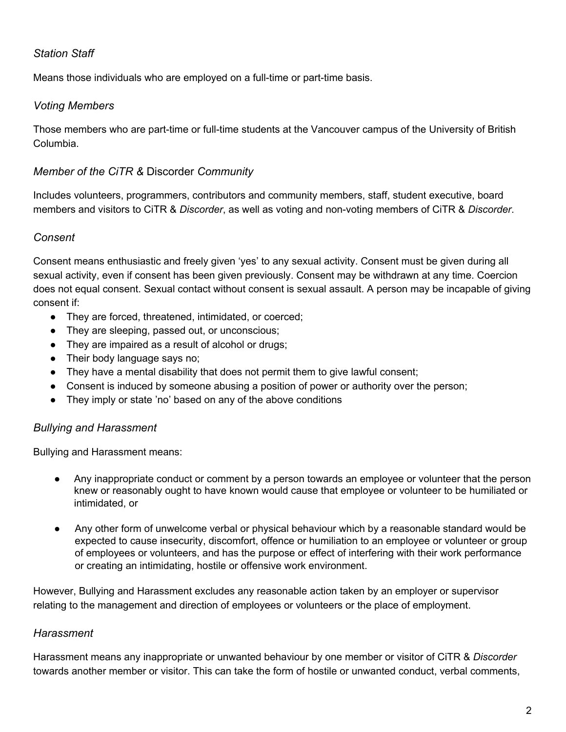### *Station Staff*

Means those individuals who are employed on a full-time or part-time basis.

### *Voting Members*

Those members who are part-time or full-time students at the Vancouver campus of the University of British Columbia.

### *Member of the CiTR &* Discorder *Community*

Includes volunteers, programmers, contributors and community members, staff, student executive, board members and visitors to CiTR & *Discorder*, as well as voting and non-voting members of CiTR & *Discorder*.

### *Consent*

Consent means enthusiastic and freely given 'yes' to any sexual activity. Consent must be given during all sexual activity, even if consent has been given previously. Consent may be withdrawn at any time. Coercion does not equal consent. Sexual contact without consent is sexual assault. A person may be incapable of giving consent if:

- They are forced, threatened, intimidated, or coerced;
- They are sleeping, passed out, or unconscious;
- They are impaired as a result of alcohol or drugs;
- Their body language says no;
- They have a mental disability that does not permit them to give lawful consent;
- Consent is induced by someone abusing a position of power or authority over the person;
- They imply or state 'no' based on any of the above conditions

### *Bullying and Harassment*

Bullying and Harassment means:

- Any inappropriate conduct or comment by a person towards an employee or volunteer that the person knew or reasonably ought to have known would cause that employee or volunteer to be humiliated or intimidated, or
- Any other form of unwelcome verbal or physical behaviour which by a reasonable standard would be expected to cause insecurity, discomfort, offence or humiliation to an employee or volunteer or group of employees or volunteers, and has the purpose or effect of interfering with their work performance or creating an intimidating, hostile or offensive work environment.

However, Bullying and Harassment excludes any reasonable action taken by an employer or supervisor relating to the management and direction of employees or volunteers or the place of employment.

### *Harassment*

Harassment means any inappropriate or unwanted behaviour by one member or visitor of CiTR & *Discorder* towards another member or visitor. This can take the form of hostile or unwanted conduct, verbal comments,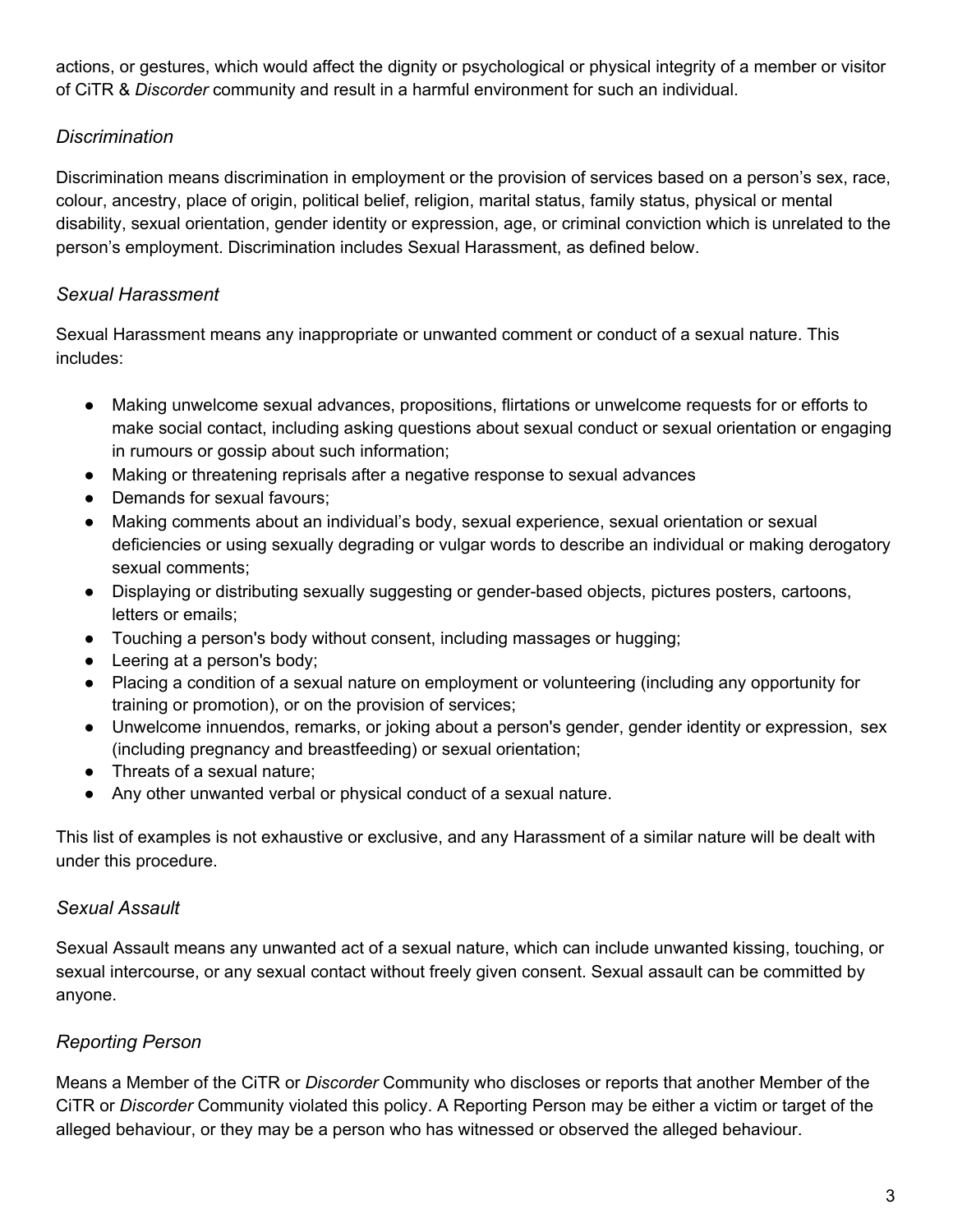actions, or gestures, which would affect the dignity or psychological or physical integrity of a member or visitor of CiTR & *Discorder* community and result in a harmful environment for such an individual.

### *Discrimination*

Discrimination means discrimination in employment or the provision of services based on a person's sex, race, colour, ancestry, place of origin, political belief, religion, marital status, family status, physical or mental disability, sexual orientation, gender identity or expression, age, or criminal conviction which is unrelated to the person's employment. Discrimination includes Sexual Harassment, as defined below.

### *Sexual Harassment*

Sexual Harassment means any inappropriate or unwanted comment or conduct of a sexual nature. This includes:

- Making unwelcome sexual advances, propositions, flirtations or unwelcome requests for or efforts to make social contact, including asking questions about sexual conduct or sexual orientation or engaging in rumours or gossip about such information;
- Making or threatening reprisals after a negative response to sexual advances
- Demands for sexual favours;
- Making comments about an individual's body, sexual experience, sexual orientation or sexual deficiencies or using sexually degrading or vulgar words to describe an individual or making derogatory sexual comments;
- Displaying or distributing sexually suggesting or gender-based objects, pictures posters, cartoons, letters or emails;
- Touching a person's body without consent, including massages or hugging;
- Leering at a person's body;
- Placing a condition of a sexual nature on employment or volunteering (including any opportunity for training or promotion), or on the provision of services;
- Unwelcome innuendos, remarks, or joking about a person's gender, gender identity or expression, sex (including pregnancy and breastfeeding) or sexual orientation;
- Threats of a sexual nature;
- Any other unwanted verbal or physical conduct of a sexual nature.

This list of examples is not exhaustive or exclusive, and any Harassment of a similar nature will be dealt with under this procedure.

### *Sexual Assault*

Sexual Assault means any unwanted act of a sexual nature, which can include unwanted kissing, touching, or sexual intercourse, or any sexual contact without freely given consent. Sexual assault can be committed by anyone.

### *Reporting Person*

Means a Member of the CiTR or *Discorder* Community who discloses or reports that another Member of the CiTR or *Discorder* Community violated this policy. A Reporting Person may be either a victim or target of the alleged behaviour, or they may be a person who has witnessed or observed the alleged behaviour.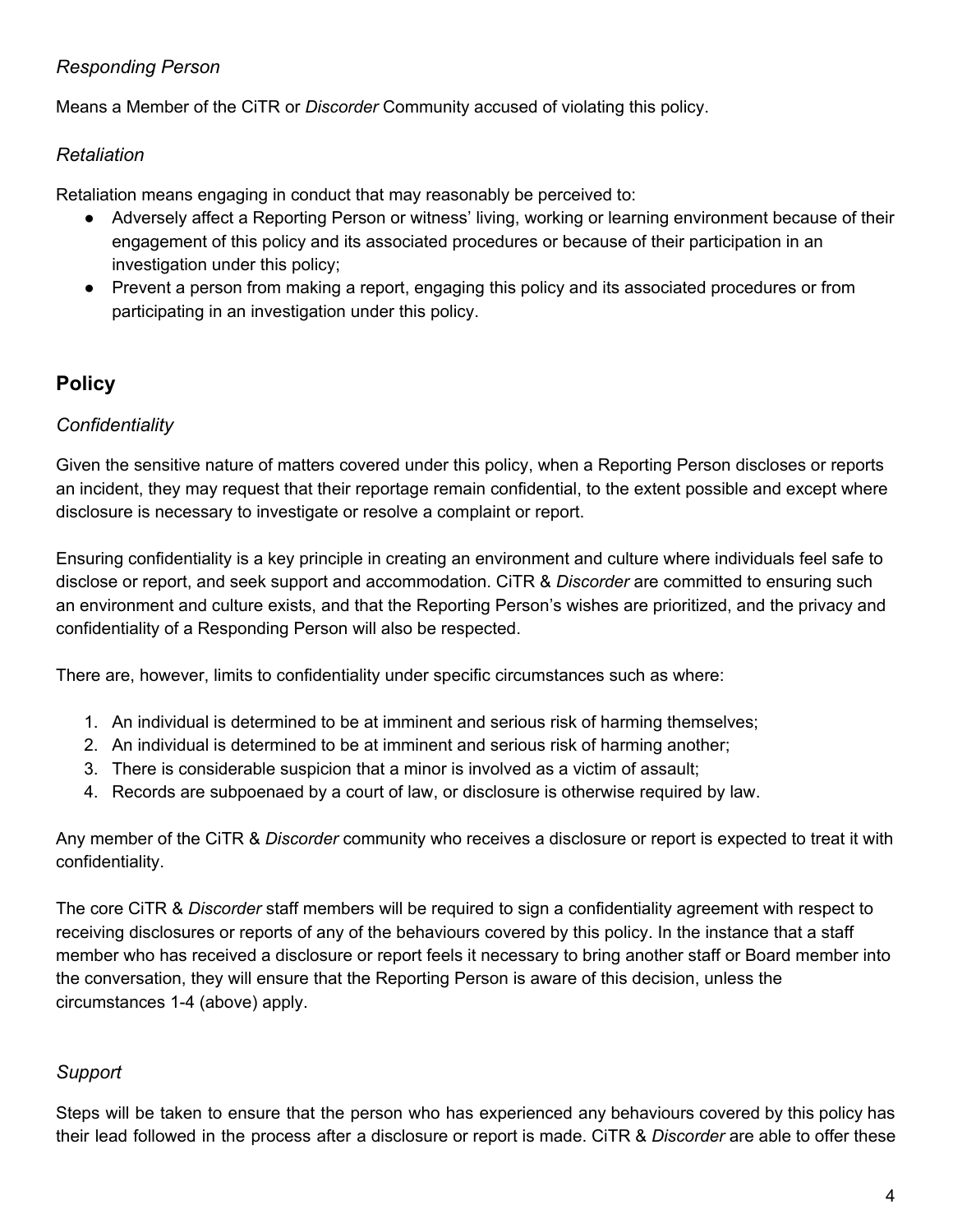### *Responding Person*

Means a Member of the CiTR or *Discorder* Community accused of violating this policy.

### *Retaliation*

Retaliation means engaging in conduct that may reasonably be perceived to:

- Adversely affect a Reporting Person or witness' living, working or learning environment because of their engagement of this policy and its associated procedures or because of their participation in an investigation under this policy;
- Prevent a person from making a report, engaging this policy and its associated procedures or from participating in an investigation under this policy.

## Policy

### *Confidentiality*

Given the sensitive nature of matters covered under this policy, when a Reporting Person discloses or reports an incident, they may request that their reportage remain confidential, to the extent possible and except where disclosure is necessary to investigate or resolve a complaint or report.

Ensuring confidentiality is a key principle in creating an environment and culture where individuals feel safe to disclose or report, and seek support and accommodation. CiTR & *Discorder* are committed to ensuring such an environment and culture exists, and that the Reporting Person's wishes are prioritized, and the privacy and confidentiality of a Responding Person will also be respected.

There are, however, limits to confidentiality under specific circumstances such as where:

1. An individual is determined to be at imminent and serious risk of harming themselves;
2. An individual is determined to be at imminent and serious risk of harming another;
3. There is considerable suspicion that a minor is involved as a victim of assault;
4. Records are subpoenaed by a court of law, or disclosure is otherwise required by law.

Any member of the CiTR & *Discorder* community who receives a disclosure or report is expected to treat it with confidentiality.

The core CiTR & *Discorder* staff members will be required to sign a confidentiality agreement with respect to receiving disclosures or reports of any of the behaviours covered by this policy. In the instance that a staff member who has received a disclosure or report feels it necessary to bring another staff or Board member into the conversation, they will ensure that the Reporting Person is aware of this decision, unless the circumstances 1-4 (above) apply.

### *Support*

Steps will be taken to ensure that the person who has experienced any behaviours covered by this policy has their lead followed in the process after a disclosure or report is made. CiTR & *Discorder* are able to offer these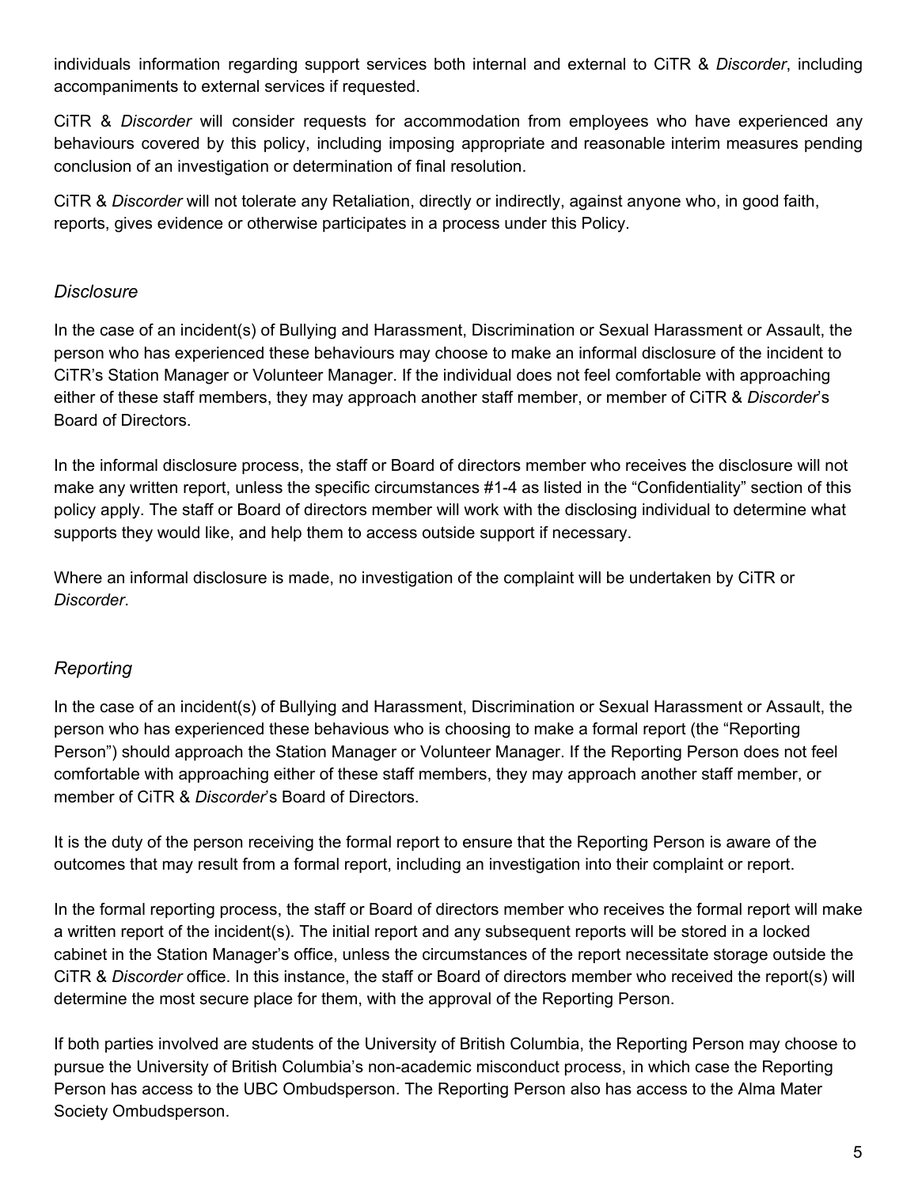individuals information regarding support services both internal and external to CiTR & *Discorder*, including accompaniments to external services if requested.

CiTR & *Discorder* will consider requests for accommodation from employees who have experienced any behaviours covered by this policy, including imposing appropriate and reasonable interim measures pending conclusion of an investigation or determination of final resolution.

CiTR & *Discorder* will not tolerate any Retaliation, directly or indirectly, against anyone who, in good faith, reports, gives evidence or otherwise participates in a process under this Policy.

### *Disclosure*

In the case of an incident(s) of Bullying and Harassment, Discrimination or Sexual Harassment or Assault, the person who has experienced these behaviours may choose to make an informal disclosure of the incident to CiTR's Station Manager or Volunteer Manager. If the individual does not feel comfortable with approaching either of these staff members, they may approach another staff member, or member of CiTR & *Discorder*'s Board of Directors.

In the informal disclosure process, the staff or Board of directors member who receives the disclosure will not make any written report, unless the specific circumstances #1-4 as listed in the "Confidentiality" section of this policy apply. The staff or Board of directors member will work with the disclosing individual to determine what supports they would like, and help them to access outside support if necessary.

Where an informal disclosure is made, no investigation of the complaint will be undertaken by CiTR or *Discorder*.

### *Reporting*

In the case of an incident(s) of Bullying and Harassment, Discrimination or Sexual Harassment or Assault, the person who has experienced these behavious who is choosing to make a formal report (the "Reporting Person") should approach the Station Manager or Volunteer Manager. If the Reporting Person does not feel comfortable with approaching either of these staff members, they may approach another staff member, or member of CiTR & *Discorder*'s Board of Directors.

It is the duty of the person receiving the formal report to ensure that the Reporting Person is aware of the outcomes that may result from a formal report, including an investigation into their complaint or report.

In the formal reporting process, the staff or Board of directors member who receives the formal report will make a written report of the incident(s). The initial report and any subsequent reports will be stored in a locked cabinet in the Station Manager's office, unless the circumstances of the report necessitate storage outside the CiTR & *Discorder* office. In this instance, the staff or Board of directors member who received the report(s) will determine the most secure place for them, with the approval of the Reporting Person.

If both parties involved are students of the University of British Columbia, the Reporting Person may choose to pursue the University of British Columbia's non-academic misconduct process, in which case the Reporting Person has access to the UBC Ombudsperson. The Reporting Person also has access to the Alma Mater Society Ombudsperson.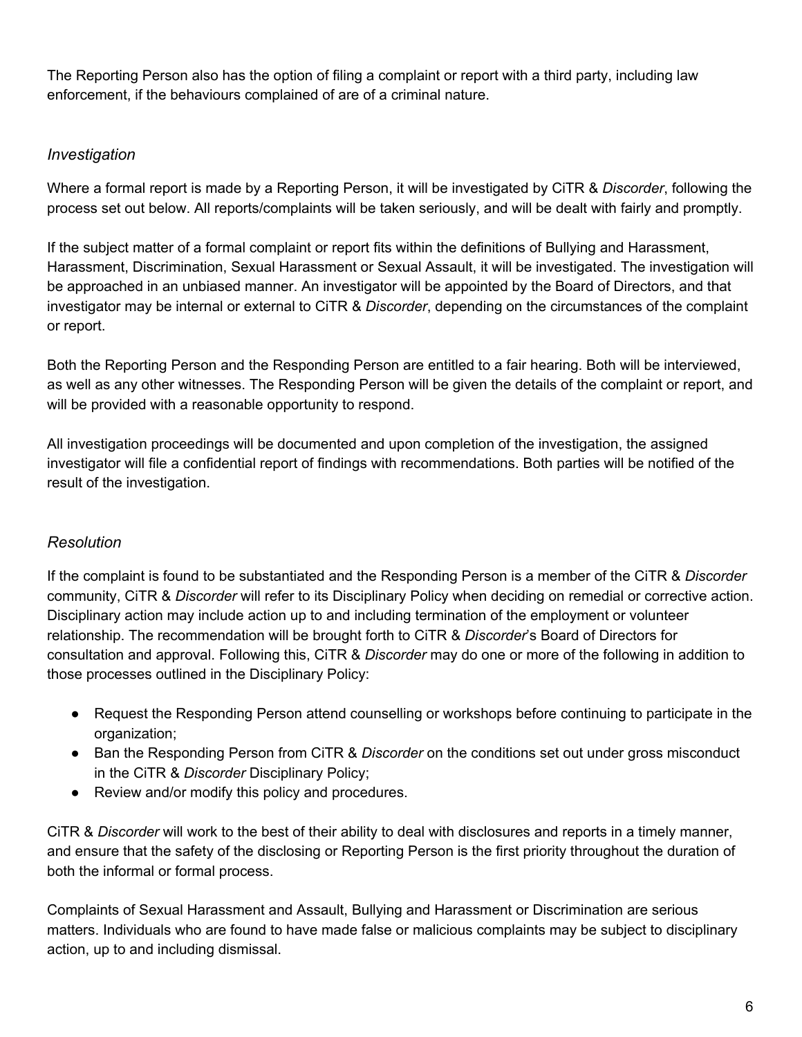The Reporting Person also has the option of filing a complaint or report with a third party, including law enforcement, if the behaviours complained of are of a criminal nature.

### *Investigation*

Where a formal report is made by a Reporting Person, it will be investigated by CiTR & *Discorder*, following the process set out below. All reports/complaints will be taken seriously, and will be dealt with fairly and promptly.

If the subject matter of a formal complaint or report fits within the definitions of Bullying and Harassment, Harassment, Discrimination, Sexual Harassment or Sexual Assault, it will be investigated. The investigation will be approached in an unbiased manner. An investigator will be appointed by the Board of Directors, and that investigator may be internal or external to CiTR & *Discorder*, depending on the circumstances of the complaint or report.

Both the Reporting Person and the Responding Person are entitled to a fair hearing. Both will be interviewed, as well as any other witnesses. The Responding Person will be given the details of the complaint or report, and will be provided with a reasonable opportunity to respond.

All investigation proceedings will be documented and upon completion of the investigation, the assigned investigator will file a confidential report of findings with recommendations. Both parties will be notified of the result of the investigation.

### *Resolution*

If the complaint is found to be substantiated and the Responding Person is a member of the CiTR & *Discorder* community, CiTR & *Discorder* will refer to its Disciplinary Policy when deciding on remedial or corrective action. Disciplinary action may include action up to and including termination of the employment or volunteer relationship. The recommendation will be brought forth to CiTR & *Discorder*'s Board of Directors for consultation and approval. Following this, CiTR & *Discorder* may do one or more of the following in addition to those processes outlined in the Disciplinary Policy:

- Request the Responding Person attend counselling or workshops before continuing to participate in the organization;
- Ban the Responding Person from CiTR & *Discorder* on the conditions set out under gross misconduct in the CiTR & *Discorder* Disciplinary Policy;
- Review and/or modify this policy and procedures.

CiTR & *Discorder* will work to the best of their ability to deal with disclosures and reports in a timely manner, and ensure that the safety of the disclosing or Reporting Person is the first priority throughout the duration of both the informal or formal process.

Complaints of Sexual Harassment and Assault, Bullying and Harassment or Discrimination are serious matters. Individuals who are found to have made false or malicious complaints may be subject to disciplinary action, up to and including dismissal.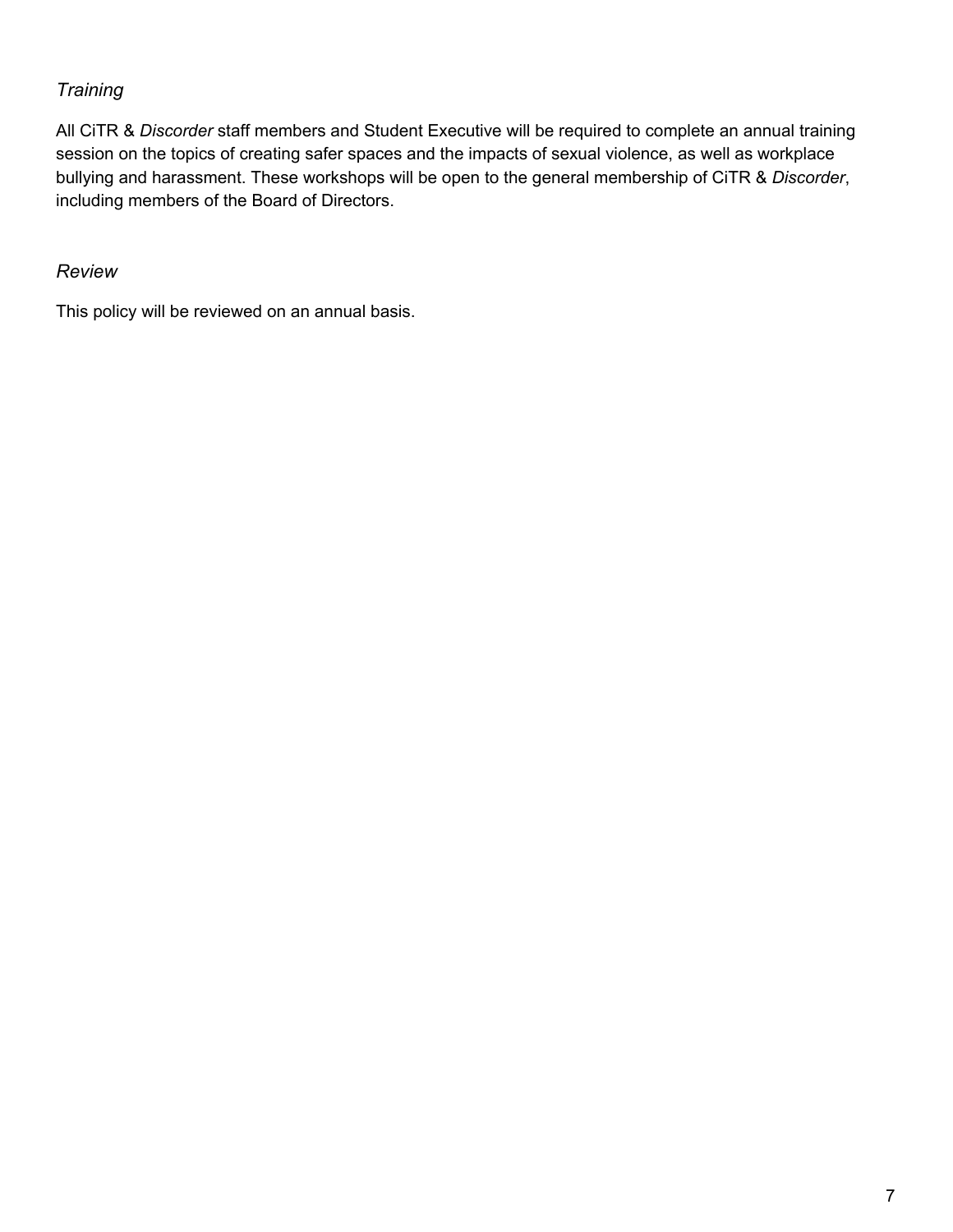### *Training*

All CiTR & *Discorder* staff members and Student Executive will be required to complete an annual training session on the topics of creating safer spaces and the impacts of sexual violence, as well as workplace bullying and harassment. These workshops will be open to the general membership of CiTR & *Discorder*, including members of the Board of Directors.

### *Review*

This policy will be reviewed on an annual basis.